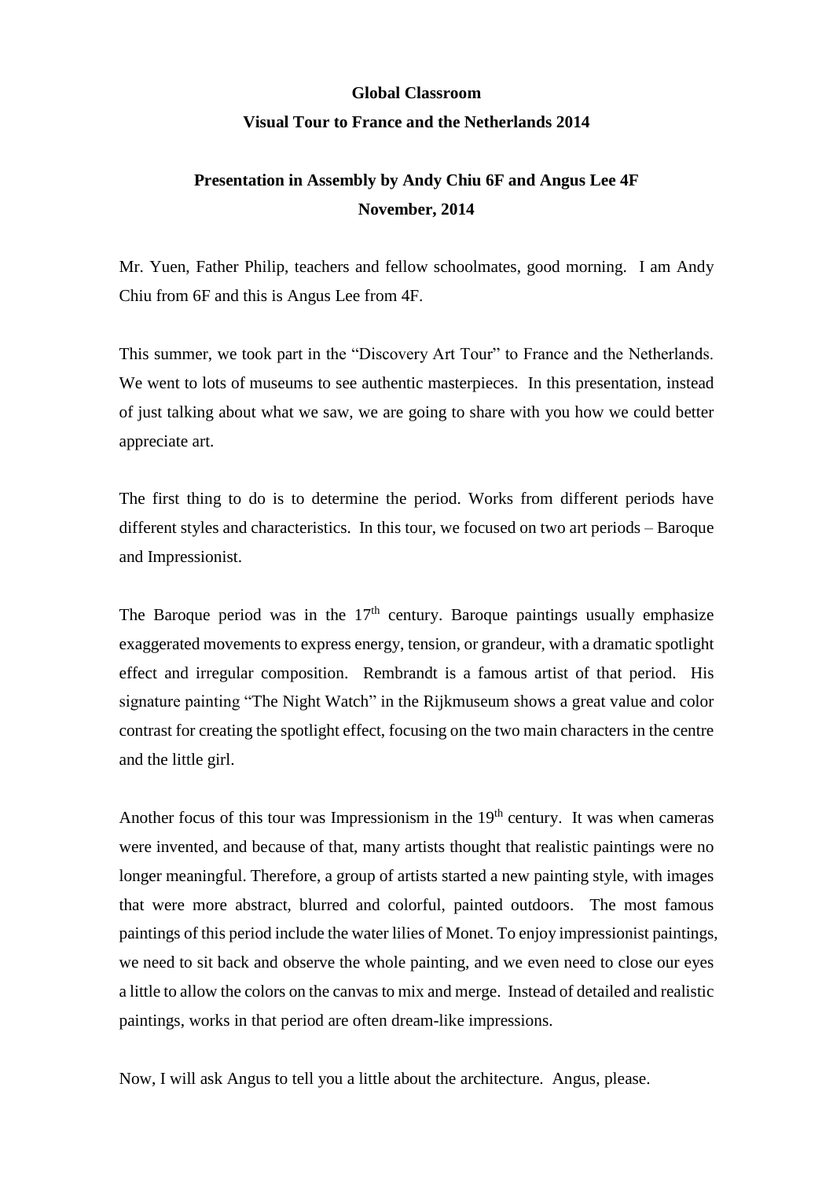**Global Classroom**

**Visual Tour to France and the Netherlands 2014**

**Presentation in Assembly by Andy Chiu 6F and Angus Lee 4F**

**November, 2014**

Mr. Yuen, Father Philip, teachers and fellow schoolmates, good morning. I am Andy Chiu from 6F and this is Angus Lee from 4F.

This summer, we took part in the "Discovery Art Tour" to France and the Netherlands. We went to lots of museums to see authentic masterpieces. In this presentation, instead of just talking about what we saw, we are going to share with you how we could better appreciate art.

The first thing to do is to determine the period. Works from different periods have different styles and characteristics. In this tour, we focused on two art periods – Baroque and Impressionist.

The Baroque period was in the $17^{th}$ century. Baroque paintings usually emphasize exaggerated movements to express energy, tension, or grandeur, with a dramatic spotlight effect and irregular composition. Rembrandt is a famous artist of that period. His signature painting "The Night Watch" in the Rijkmuseum shows a great value and color contrast for creating the spotlight effect, focusing on the two main characters in the centre and the little girl.

Another focus of this tour was Impressionism in the $19^{th}$ century. It was when cameras were invented, and because of that, many artists thought that realistic paintings were no longer meaningful. Therefore, a group of artists started a new painting style, with images that were more abstract, blurred and colorful, painted outdoors. The most famous paintings of this period include the water lilies of Monet. To enjoy impressionist paintings, we need to sit back and observe the whole painting, and we even need to close our eyes a little to allow the colors on the canvas to mix and merge. Instead of detailed and realistic paintings, works in that period are often dream-like impressions.

Now, I will ask Angus to tell you a little about the architecture. Angus, please.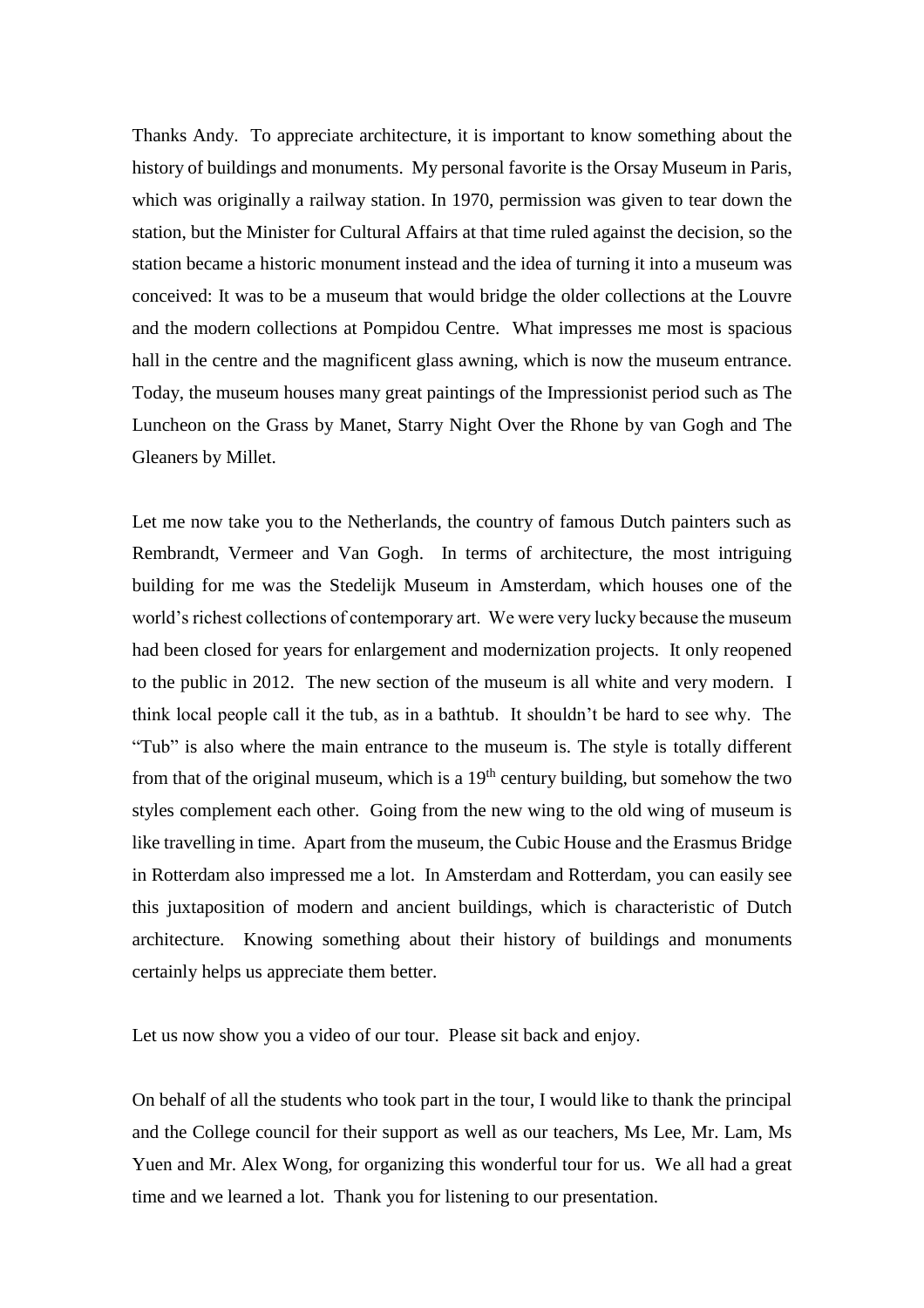Thanks Andy. To appreciate architecture, it is important to know something about the history of buildings and monuments. My personal favorite is the Orsay Museum in Paris, which was originally a railway station. In 1970, permission was given to tear down the station, but the Minister for Cultural Affairs at that time ruled against the decision, so the station became a historic monument instead and the idea of turning it into a museum was conceived: It was to be a museum that would bridge the older collections at the Louvre and the modern collections at Pompidou Centre. What impresses me most is spacious hall in the centre and the magnificent glass awning, which is now the museum entrance. Today, the museum houses many great paintings of the Impressionist period such as The Luncheon on the Grass by Manet, Starry Night Over the Rhone by van Gogh and The Gleaners by Millet.

Let me now take you to the Netherlands, the country of famous Dutch painters such as Rembrandt, Vermeer and Van Gogh. In terms of architecture, the most intriguing building for me was the Stedelijk Museum in Amsterdam, which houses one of the world's richest collections of contemporary art. We were very lucky because the museum had been closed for years for enlargement and modernization projects. It only reopened to the public in 2012. The new section of the museum is all white and very modern. I think local people call it the tub, as in a bathtub. It shouldn't be hard to see why. The "Tub" is also where the main entrance to the museum is. The style is totally different from that of the original museum, which is a 19th century building, but somehow the two styles complement each other. Going from the new wing to the old wing of museum is like travelling in time. Apart from the museum, the Cubic House and the Erasmus Bridge in Rotterdam also impressed me a lot. In Amsterdam and Rotterdam, you can easily see this juxtaposition of modern and ancient buildings, which is characteristic of Dutch architecture. Knowing something about their history of buildings and monuments certainly helps us appreciate them better.

Let us now show you a video of our tour. Please sit back and enjoy.

On behalf of all the students who took part in the tour, I would like to thank the principal and the College council for their support as well as our teachers, Ms Lee, Mr. Lam, Ms Yuen and Mr. Alex Wong, for organizing this wonderful tour for us. We all had a great time and we learned a lot. Thank you for listening to our presentation.